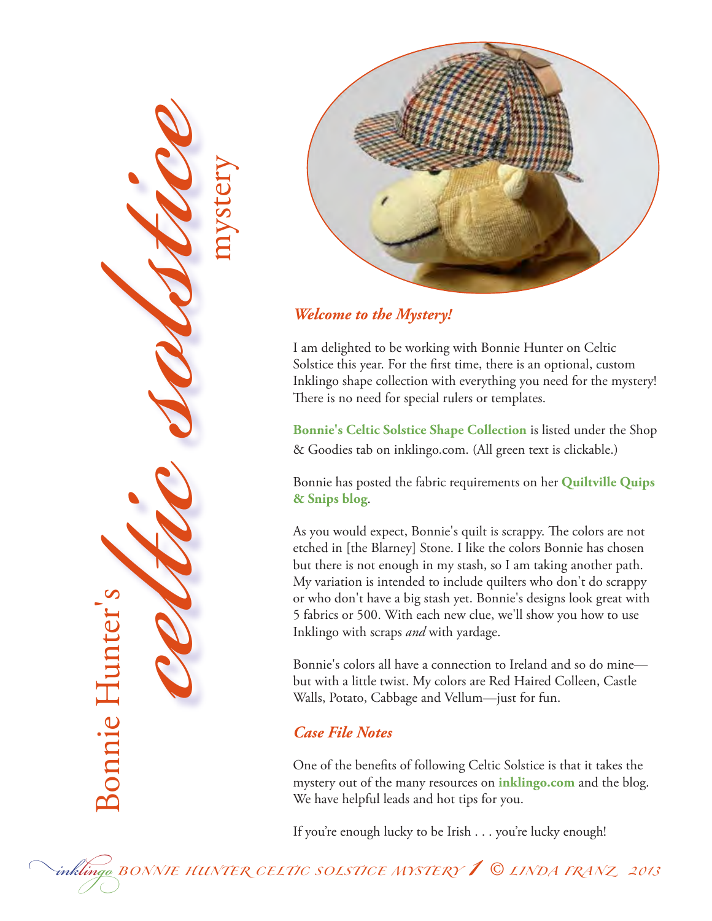# Bonnie Hunter's *celtic solstice* mystery

### *Welcome to the Mystery!*

I am delighted to be working with Bonnie Hunter on Celtic Solstice this year. For the first time, there is an optional, custom Inklingo shape collection with everything you need for the mystery! There is no need for special rulers or templates.

**Bonnie's Celtic Solstice Shape Collection** is listed under the Shop & Goodies tab on inklingo.com. (All green text is clickable.)

Bonnie has posted the fabric requirements on her **Quiltville Quips & Snips blog**.

As you would expect, Bonnie's quilt is scrappy. The colors are not etched in [the Blarney] Stone. I like the colors Bonnie has chosen but there is not enough in my stash, so I am taking another path. My variation is intended to include quilters who don't do scrappy or who don't have a big stash yet. Bonnie's designs look great with 5 fabrics or 500. With each new clue, we'll show you how to use Inklingo with scraps *and* with yardage.

Bonnie's colors all have a connection to Ireland and so do mine—but with a little twist. My colors are Red Haired Colleen, Castle Walls, Potato, Cabbage and Vellum—just for fun.

### *Case File Notes*

One of the benefits of following Celtic Solstice is that it takes the mystery out of the many resources on **inklingo.com** and the blog. We have helpful leads and hot tips for you.

If you're enough lucky to be Irish . . . you're lucky enough!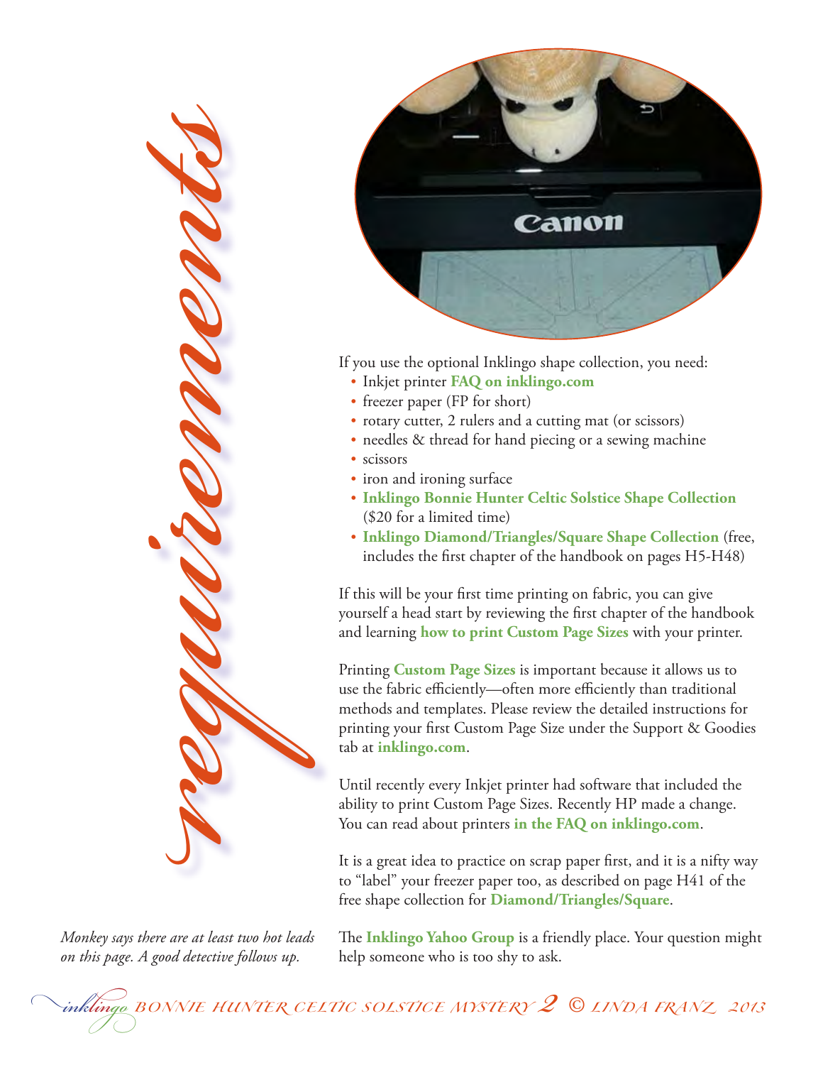# requirements

If you use the optional Inklingo shape collection, you need:

- Inkjet printer **FAQ on inklingo.com**
- freezer paper (FP for short)
- rotary cutter, 2 rulers and a cutting mat (or scissors)
- needles & thread for hand piecing or a sewing machine
- scissors
- iron and ironing surface
- **Inklingo Bonnie Hunter Celtic Solstice Shape Collection** ($20 for a limited time)
- **Inklingo Diamond/Triangles/Square Shape Collection** (free, includes the first chapter of the handbook on pages H5-H48)

If this will be your first time printing on fabric, you can give yourself a head start by reviewing the first chapter of the handbook and learning **how to print Custom Page Sizes** with your printer.

Printing **Custom Page Sizes** is important because it allows us to use the fabric efficiently—often more efficiently than traditional methods and templates. Please review the detailed instructions for printing your first Custom Page Size under the Support & Goodies tab at **inklingo.com**.

Until recently every Inkjet printer had software that included the ability to print Custom Page Sizes. Recently HP made a change. You can read about printers **in the FAQ on inklingo.com**.

It is a great idea to practice on scrap paper first, and it is a nifty way to "label" your freezer paper too, as described on page H41 of the free shape collection for **Diamond/Triangles/Square**.

The **Inklingo Yahoo Group** is a friendly place. Your question might help someone who is too shy to ask.

*Monkey says there are at least two hot leads on this page. A good detective follows up.*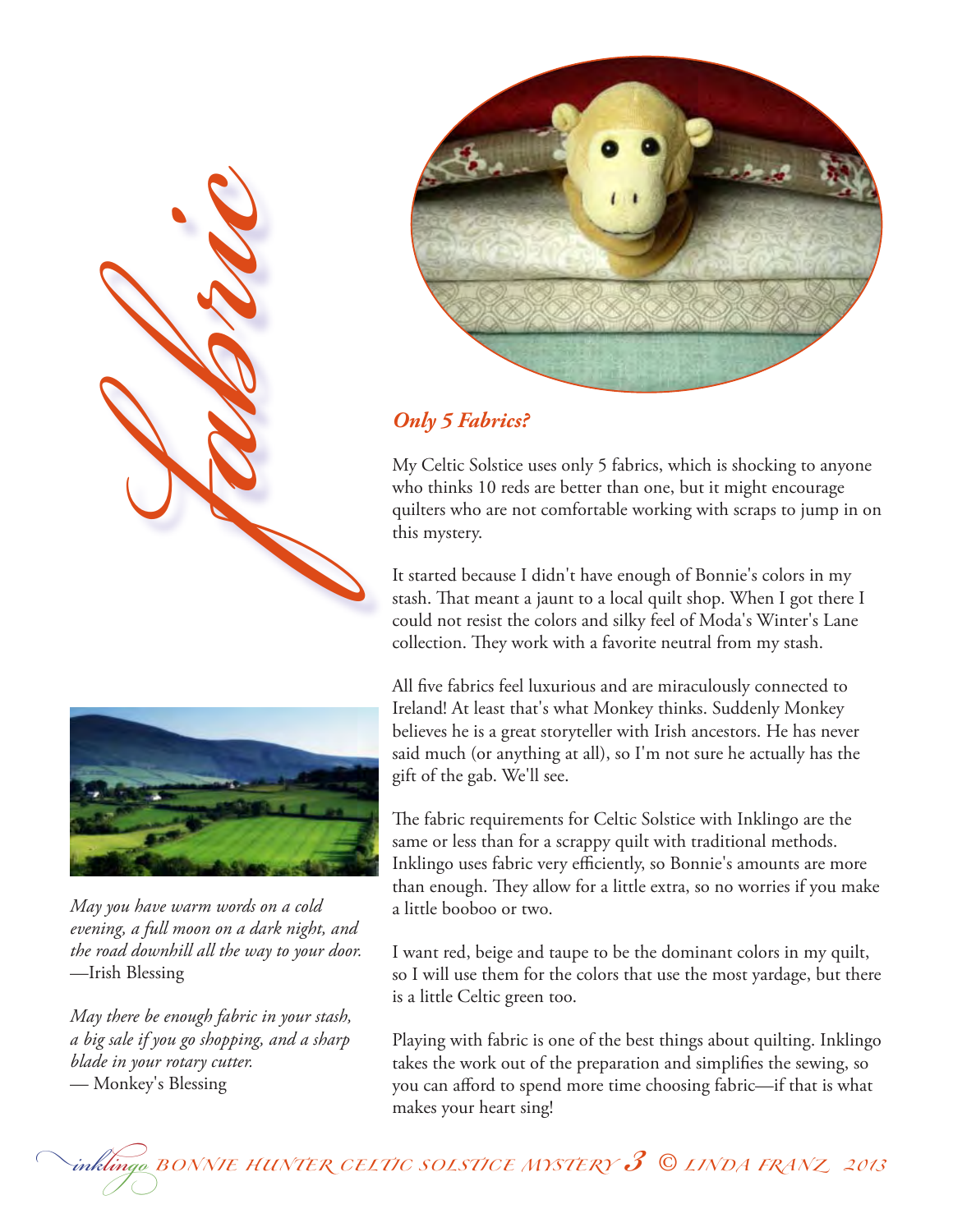# *fabric*

### *Only 5 Fabrics?*

My Celtic Solstice uses only 5 fabrics, which is shocking to anyone who thinks 10 reds are better than one, but it might encourage quilters who are not comfortable working with scraps to jump in on this mystery.

It started because I didn't have enough of Bonnie's colors in my stash. That meant a jaunt to a local quilt shop. When I got there I could not resist the colors and silky feel of Moda's Winter's Lane collection. They work with a favorite neutral from my stash.

All five fabrics feel luxurious and are miraculously connected to Ireland! At least that's what Monkey thinks. Suddenly Monkey believes he is a great storyteller with Irish ancestors. He has never said much (or anything at all), so I'm not sure he actually has the gift of the gab. We'll see.

The fabric requirements for Celtic Solstice with Inklingo are the same or less than for a scrappy quilt with traditional methods. Inklingo uses fabric very efficiently, so Bonnie's amounts are more than enough. They allow for a little extra, so no worries if you make a little booboo or two.

I want red, beige and taupe to be the dominant colors in my quilt, so I will use them for the colors that use the most yardage, but there is a little Celtic green too.

Playing with fabric is one of the best things about quilting. Inklingo takes the work out of the preparation and simplifies the sewing, so you can afford to spend more time choosing fabric—if that is what makes your heart sing!

*May you have warm words on a cold evening, a full moon on a dark night, and the road downhill all the way to your door.*
—Irish Blessing

*May there be enough fabric in your stash, a big sale if you go shopping, and a sharp blade in your rotary cutter.*
— Monkey's Blessing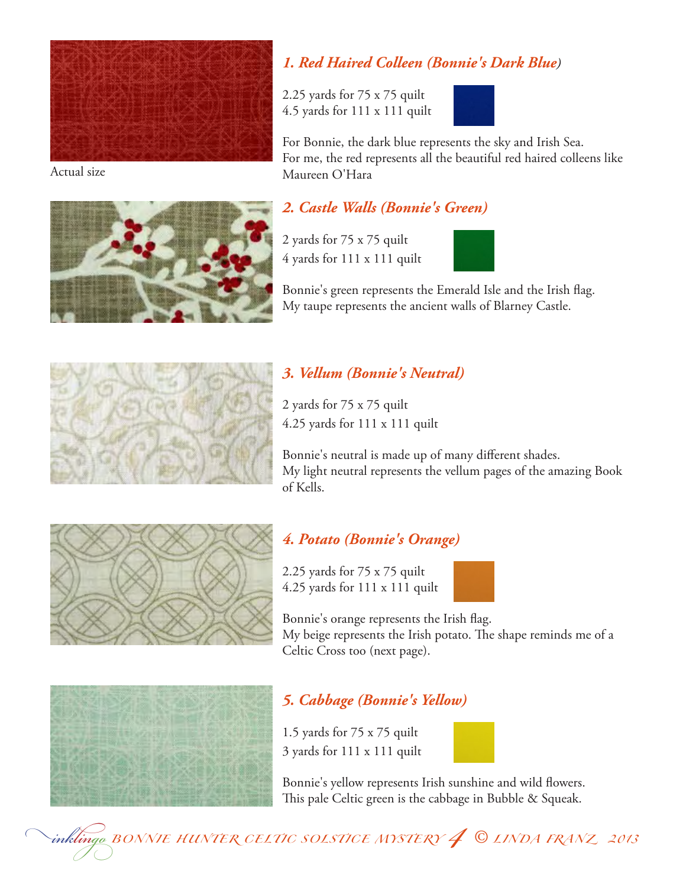Actual size

### *1. Red Haired Colleen (Bonnie's Dark Blue)*

2.25 yards for 75 x 75 quilt
4.5 yards for 111 x 111 quilt

For Bonnie, the dark blue represents the sky and Irish Sea.
For me, the red represents all the beautiful red haired colleens like Maureen O'Hara

### *2. Castle Walls (Bonnie's Green)*

2 yards for 75 x 75 quilt
4 yards for 111 x 111 quilt

Bonnie's green represents the Emerald Isle and the Irish flag.
My taupe represents the ancient walls of Blarney Castle.

### *3. Vellum (Bonnie's Neutral)*

2 yards for 75 x 75 quilt
4.25 yards for 111 x 111 quilt

Bonnie's neutral is made up of many different shades.
My light neutral represents the vellum pages of the amazing Book of Kells.

### *4. Potato (Bonnie's Orange)*

2.25 yards for 75 x 75 quilt
4.25 yards for 111 x 111 quilt

Bonnie's orange represents the Irish flag.
My beige represents the Irish potato. The shape reminds me of a Celtic Cross too (next page).

### *5. Cabbage (Bonnie's Yellow)*

1.5 yards for 75 x 75 quilt
3 yards for 111 x 111 quilt

Bonnie's yellow represents Irish sunshine and wild flowers.
This pale Celtic green is the cabbage in Bubble & Squeak.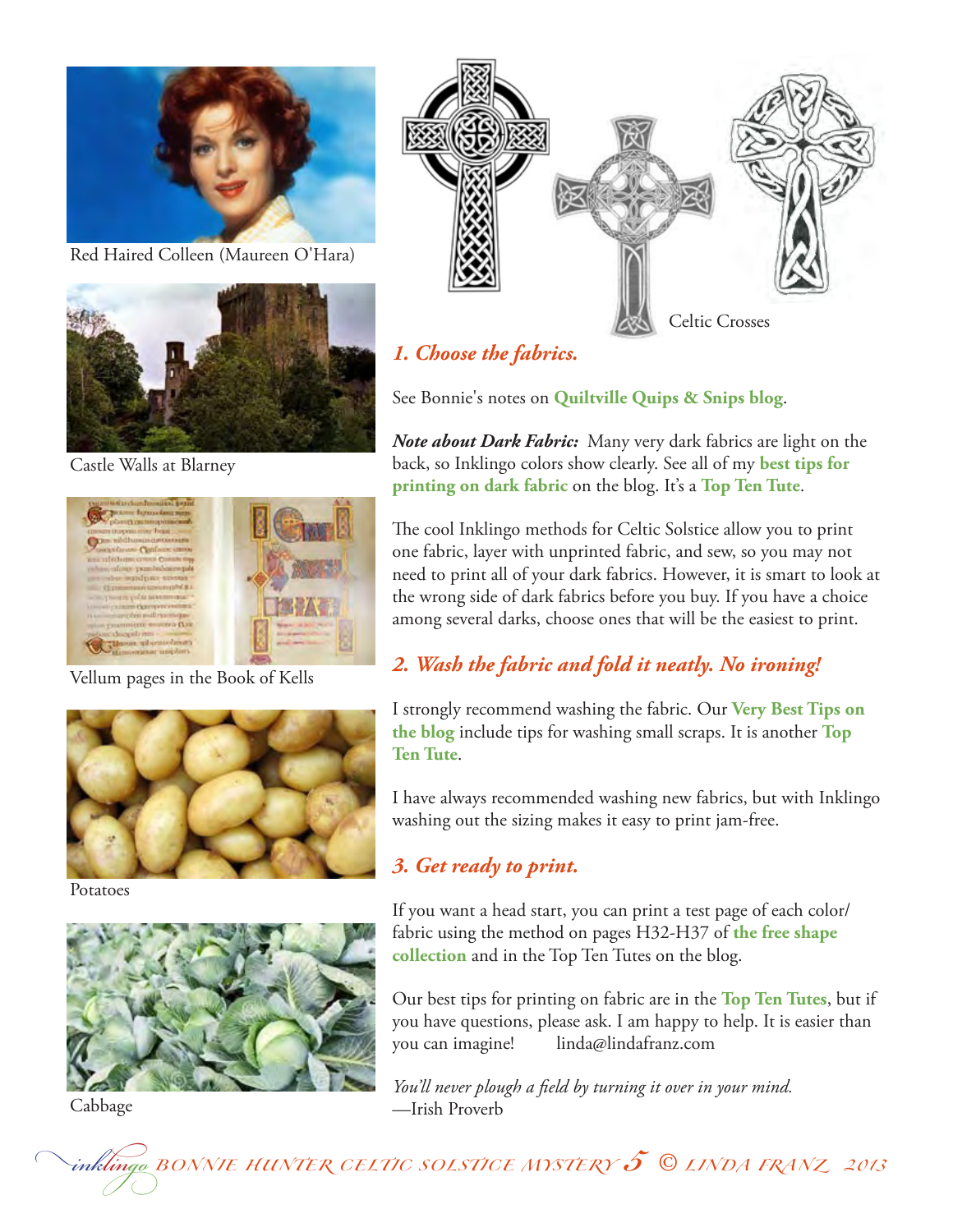Red Haired Colleen (Maureen O'Hara)

Castle Walls at Blarney

Vellum pages in the Book of Kells

Potatoes

Cabbage

Celtic Crosses

## *1. Choose the fabrics.*

See Bonnie's notes on **Quiltville Quips & Snips blog**.

***Note about Dark Fabric:*** Many very dark fabrics are light on the back, so Inklingo colors show clearly. See all of my **best tips for printing on dark fabric** on the blog. It's a **Top Ten Tute**.

The cool Inklingo methods for Celtic Solstice allow you to print one fabric, layer with unprinted fabric, and sew, so you may not need to print all of your dark fabrics. However, it is smart to look at the wrong side of dark fabrics before you buy. If you have a choice among several darks, choose ones that will be the easiest to print.

## *2. Wash the fabric and fold it neatly. No ironing!*

I strongly recommend washing the fabric. Our **Very Best Tips on the blog** include tips for washing small scraps. It is another **Top Ten Tute**.

I have always recommended washing new fabrics, but with Inklingo washing out the sizing makes it easy to print jam-free.

## *3. Get ready to print.*

If you want a head start, you can print a test page of each color/fabric using the method on pages H32-H37 of **the free shape collection** and in the Top Ten Tutes on the blog.

Our best tips for printing on fabric are in the **Top Ten Tutes**, but if you have questions, please ask. I am happy to help. It is easier than you can imagine!     linda@lindafranz.com

*You'll never plough a field by turning it over in your mind.*
—Irish Proverb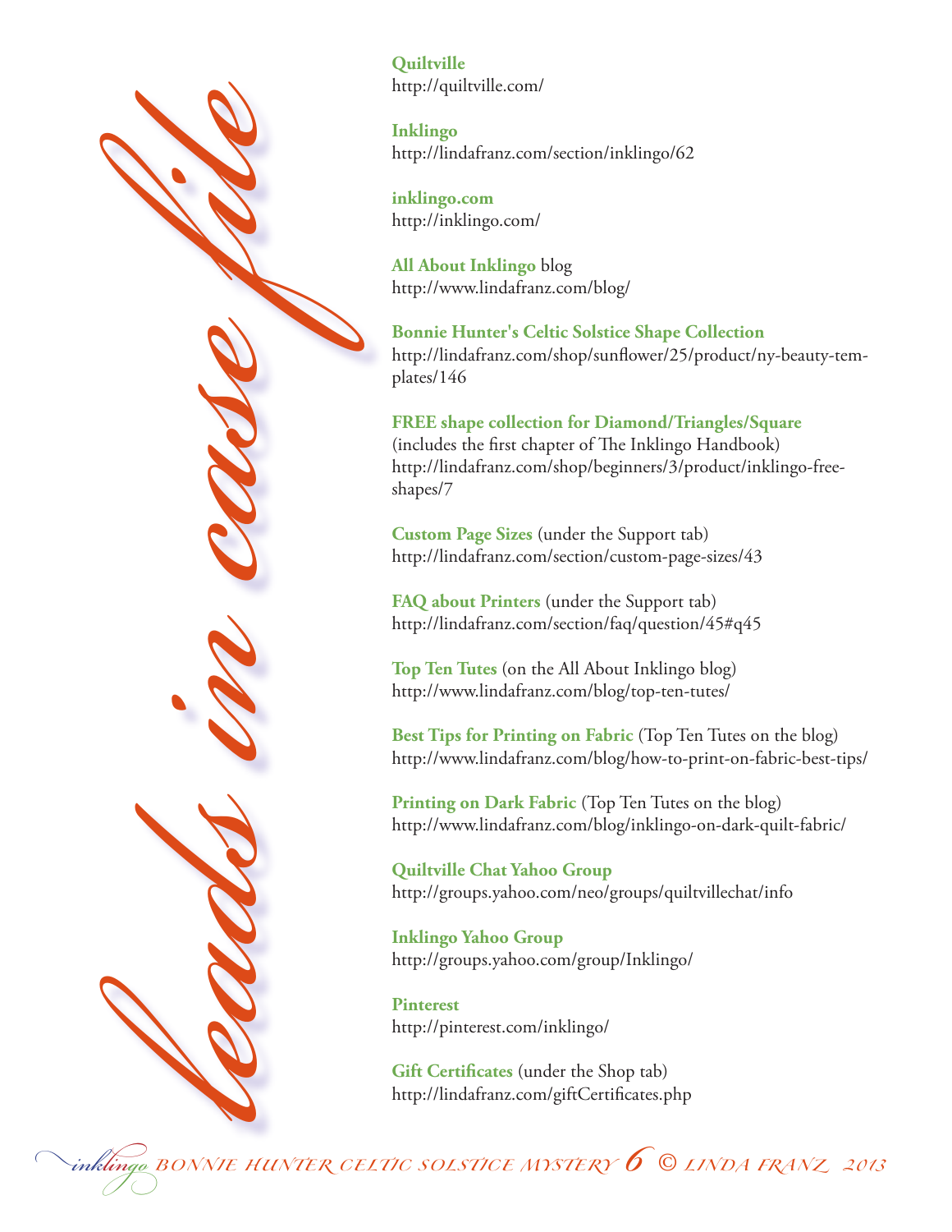# tools in case file

**Quiltville**
http://quiltville.com/

**Inklingo**
http://lindafranz.com/section/inklingo/62

**inklingo.com**
http://inklingo.com/

**All About Inklingo** blog
http://www.lindafranz.com/blog/

**Bonnie Hunter's Celtic Solstice Shape Collection**
http://lindafranz.com/shop/sunflower/25/product/ny-beauty-templates/146

**FREE shape collection for Diamond/Triangles/Square**
(includes the first chapter of The Inklingo Handbook)
http://lindafranz.com/shop/beginners/3/product/inklingo-free-shapes/7

**Custom Page Sizes** (under the Support tab)
http://lindafranz.com/section/custom-page-sizes/43

**FAQ about Printers** (under the Support tab)
http://lindafranz.com/section/faq/question/45#q45

**Top Ten Tutes** (on the All About Inklingo blog)
http://www.lindafranz.com/blog/top-ten-tutes/

**Best Tips for Printing on Fabric** (Top Ten Tutes on the blog)
http://www.lindafranz.com/blog/how-to-print-on-fabric-best-tips/

**Printing on Dark Fabric** (Top Ten Tutes on the blog)
http://www.lindafranz.com/blog/inklingo-on-dark-quilt-fabric/

**Quiltville Chat Yahoo Group**
http://groups.yahoo.com/neo/groups/quiltvillechat/info

**Inklingo Yahoo Group**
http://groups.yahoo.com/group/Inklingo/

**Pinterest**
http://pinterest.com/inklingo/

**Gift Certificates** (under the Shop tab)
http://lindafranz.com/giftCertificates.php